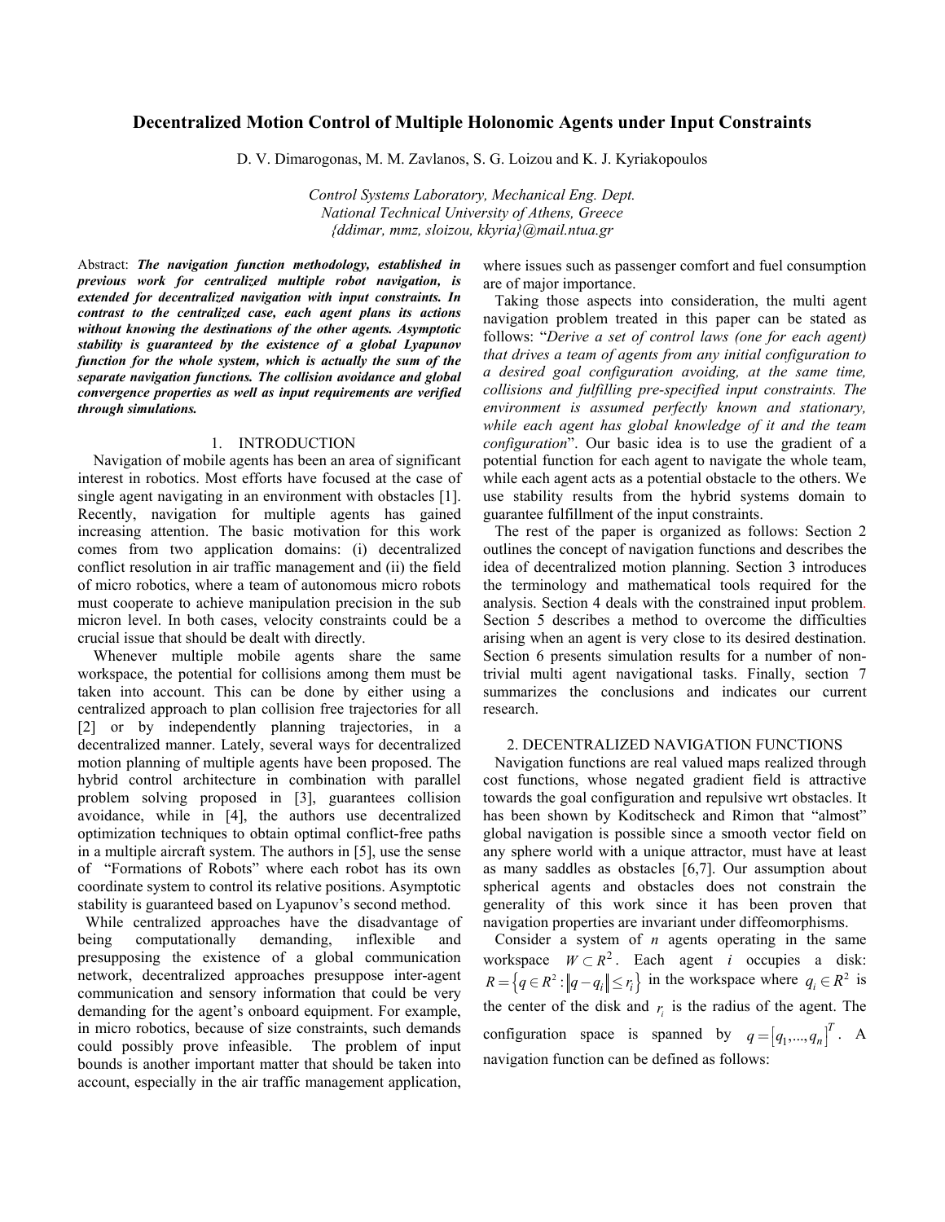# Decentralized Motion Control of Multiple Holonomic Agents under Input Constraints

D. V. Dimarogonas, M. M. Zavlanos, S. G. Loizou and K. J. Kyriakopoulos

*Control Systems Laboratory, Mechanical Eng. Dept.*
*National Technical University of Athens, Greece*
*{ddimar, mmz, sloizou, kkyria}@mail.ntua.gr*

Abstract: ***The navigation function methodology, established in previous work for centralized multiple robot navigation, is extended for decentralized navigation with input constraints. In contrast to the centralized case, each agent plans its actions without knowing the destinations of the other agents. Asymptotic stability is guaranteed by the existence of a global Lyapunov function for the whole system, which is actually the sum of the separate navigation functions. The collision avoidance and global convergence properties as well as input requirements are verified through simulations.***

## 1. INTRODUCTION

Navigation of mobile agents has been an area of significant interest in robotics. Most efforts have focused at the case of single agent navigating in an environment with obstacles [1]. Recently, navigation for multiple agents has gained increasing attention. The basic motivation for this work comes from two application domains: (i) decentralized conflict resolution in air traffic management and (ii) the field of micro robotics, where a team of autonomous micro robots must cooperate to achieve manipulation precision in the sub micron level. In both cases, velocity constraints could be a crucial issue that should be dealt with directly.

Whenever multiple mobile agents share the same workspace, the potential for collisions among them must be taken into account. This can be done by either using a centralized approach to plan collision free trajectories for all [2] or by independently planning trajectories, in a decentralized manner. Lately, several ways for decentralized motion planning of multiple agents have been proposed. The hybrid control architecture in combination with parallel problem solving proposed in [3], guarantees collision avoidance, while in [4], the authors use decentralized optimization techniques to obtain optimal conflict-free paths in a multiple aircraft system. The authors in [5], use the sense of "Formations of Robots" where each robot has its own coordinate system to control its relative positions. Asymptotic stability is guaranteed based on Lyapunov's second method.

While centralized approaches have the disadvantage of being computationally demanding, inflexible and presupposing the existence of a global communication network, decentralized approaches presuppose inter-agent communication and sensory information that could be very demanding for the agent's onboard equipment. For example, in micro robotics, because of size constraints, such demands could possibly prove infeasible. The problem of input bounds is another important matter that should be taken into account, especially in the air traffic management application, where issues such as passenger comfort and fuel consumption are of major importance.

Taking those aspects into consideration, the multi agent navigation problem treated in this paper can be stated as follows: "*Derive a set of control laws (one for each agent) that drives a team of agents from any initial configuration to a desired goal configuration avoiding, at the same time, collisions and fulfilling pre-specified input constraints. The environment is assumed perfectly known and stationary, while each agent has global knowledge of it and the team configuration*". Our basic idea is to use the gradient of a potential function for each agent to navigate the whole team, while each agent acts as a potential obstacle to the others. We use stability results from the hybrid systems domain to guarantee fulfillment of the input constraints.

The rest of the paper is organized as follows: Section 2 outlines the concept of navigation functions and describes the idea of decentralized motion planning. Section 3 introduces the terminology and mathematical tools required for the analysis. Section 4 deals with the constrained input problem. Section 5 describes a method to overcome the difficulties arising when an agent is very close to its desired destination. Section 6 presents simulation results for a number of non-trivial multi agent navigational tasks. Finally, section 7 summarizes the conclusions and indicates our current research.

## 2. DECENTRALIZED NAVIGATION FUNCTIONS

Navigation functions are real valued maps realized through cost functions, whose negated gradient field is attractive towards the goal configuration and repulsive wrt obstacles. It has been shown by Koditscheck and Rimon that "almost" global navigation is possible since a smooth vector field on any sphere world with a unique attractor, must have at least as many saddles as obstacles [6,7]. Our assumption about spherical agents and obstacles does not constrain the generality of this work since it has been proven that navigation properties are invariant under diffeomorphisms.

Consider a system of $n$ agents operating in the same workspace $W \subset R^2$. Each agent $i$ occupies a disk: $R = \left\{ q \in R^2 : \left\| q - q_i \right\| \le r_i \right\}$ in the workspace where $q_i \in R^2$ is the center of the disk and $r_i$ is the radius of the agent. The configuration space is spanned by $q = \left[ q_1, ..., q_n \right]^T$. A navigation function can be defined as follows: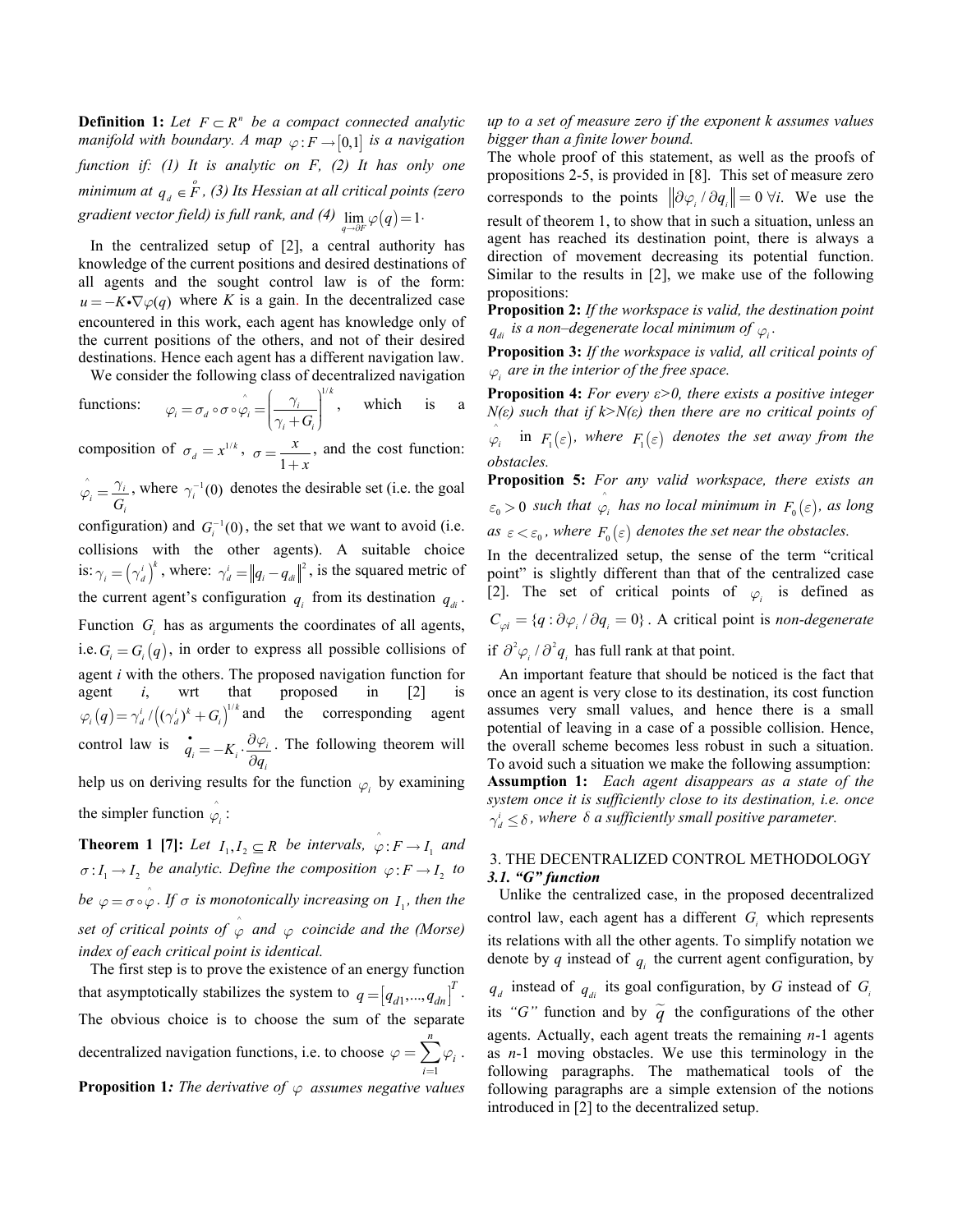**Definition 1:** *Let $F \subset R^n$ be a compact connected analytic manifold with boundary. A map $\varphi : F \to [0,1]$ is a navigation function if: (1) It is analytic on F, (2) It has only one minimum at $q_d \in \overset{o}{F}$, (3) Its Hessian at all critical points (zero gradient vector field) is full rank, and (4) $\lim_{q \to \partial F} \varphi(q) = 1$.*

In the centralized setup of [2], a central authority has knowledge of the current positions and desired destinations of all agents and the sought control law is of the form: $u = -K \bullet \nabla \varphi(q)$ where $K$ is a gain. In the decentralized case encountered in this work, each agent has knowledge only of the current positions of the others, and not of their desired destinations. Hence each agent has a different navigation law.

We consider the following class of decentralized navigation functions: $\varphi_i = \sigma_d \circ \sigma \circ \hat{\varphi}_i = \left( \dfrac{\gamma_i}{\gamma_i + G_i} \right)^{1/k}$, which is a composition of $\sigma_d = x^{1/k}$, $\sigma = \dfrac{x}{1+x}$, and the cost function: $\hat{\varphi}_i = \dfrac{\gamma_i}{G_i}$, where $\gamma_i^{-1}(0)$ denotes the desirable set (i.e. the goal configuration) and $G_i^{-1}(0)$, the set that we want to avoid (i.e. collisions with the other agents). A suitable choice is: $\gamma_i = \left(\gamma_d^i\right)^k$, where: $\gamma_d^i = \left\| q_i - q_{di} \right\|^2$, is the squared metric of the current agent's configuration $q_i$ from its destination $q_{di}$. Function $G_i$ has as arguments the coordinates of all agents, i.e. $G_i = G_i(q)$, in order to express all possible collisions of agent $i$ with the others. The proposed navigation function for agent $i$, wrt that proposed in [2] is $\varphi_i(q) = \gamma_d^i / \left( (\gamma_d^i)^k + G_i \right)^{1/k}$ and the corresponding agent control law is $\dot{q}_i = -K_i \cdot \dfrac{\partial \varphi_i}{\partial q_i}$. The following theorem will help us on deriving results for the function $\varphi_i$ by examining the simpler function $\hat{\varphi}_i$:

**Theorem 1 [7]:** *Let $I_1, I_2 \subseteq R$ be intervals, $\hat{\varphi} : F \to I_1$ and $\sigma : I_1 \to I_2$ be analytic. Define the composition $\varphi : F \to I_2$ to be $\varphi = \sigma \circ \hat{\varphi}$. If $\sigma$ is monotonically increasing on $I_1$, then the set of critical points of $\hat{\varphi}$ and $\varphi$ coincide and the (Morse) index of each critical point is identical.*

The first step is to prove the existence of an energy function that asymptotically stabilizes the system to $q = \left[ q_{d1}, ..., q_{dn} \right]^T$. The obvious choice is to choose the sum of the separate decentralized navigation functions, i.e. to choose $\varphi = \sum_{i=1}^{n} \varphi_i$.

**Proposition 1***: The derivative of $\varphi$ assumes negative values up to a set of measure zero if the exponent k assumes values bigger than a finite lower bound.*

The whole proof of this statement, as well as the proofs of propositions 2-5, is provided in [8]. This set of measure zero corresponds to the points $\left\| \partial \varphi_i / \partial q_i \right\| = 0 \ \forall i$. We use the result of theorem 1, to show that in such a situation, unless an agent has reached its destination point, there is always a direction of movement decreasing its potential function. Similar to the results in [2], we make use of the following propositions:

**Proposition 2:** *If the workspace is valid, the destination point $q_{di}$ is a non–degenerate local minimum of $\varphi_i$.*

**Proposition 3:** *If the workspace is valid, all critical points of $\varphi_i$ are in the interior of the free space.*

**Proposition 4:** *For every ε>0, there exists a positive integer N(ε) such that if k>N(ε) then there are no critical points of $\hat{\varphi}_i$ in $F_1(\varepsilon)$, where $F_1(\varepsilon)$ denotes the set away from the obstacles.*

**Proposition 5:** *For any valid workspace, there exists an $\varepsilon_0 > 0$ such that $\hat{\varphi}_i$ has no local minimum in $F_0(\varepsilon)$, as long as $\varepsilon < \varepsilon_0$, where $F_0(\varepsilon)$ denotes the set near the obstacles.*

In the decentralized setup, the sense of the term "critical point" is slightly different than that of the centralized case [2]. The set of critical points of $\varphi_i$ is defined as $C_{\varphi i} = \{ q : \partial \varphi_i / \partial q_i = 0 \}$. A critical point is *non-degenerate* if $\partial^2 \varphi_i / \partial^2 q_i$ has full rank at that point.

An important feature that should be noticed is the fact that once an agent is very close to its destination, its cost function assumes very small values, and hence there is a small potential of leaving in a case of a possible collision. Hence, the overall scheme becomes less robust in such a situation. To avoid such a situation we make the following assumption:

**Assumption 1:** *Each agent disappears as a state of the system once it is sufficiently close to its destination, i.e. once $\gamma_d^i \leq \delta$, where $\delta$ a sufficiently small positive parameter.*

## 3. THE DECENTRALIZED CONTROL METHODOLOGY

### *3.1. "G" function*

Unlike the centralized case, in the proposed decentralized control law, each agent has a different $G_i$ which represents its relations with all the other agents. To simplify notation we denote by $q$ instead of $q_i$ the current agent configuration, by $q_d$ instead of $q_{di}$ its goal configuration, by $G$ instead of $G_i$ its *"G"* function and by $\tilde{q}$ the configurations of the other agents. Actually, each agent treats the remaining $n$-1 agents as $n$-1 moving obstacles. We use this terminology in the following paragraphs. The mathematical tools of the following paragraphs are a simple extension of the notions introduced in [2] to the decentralized setup.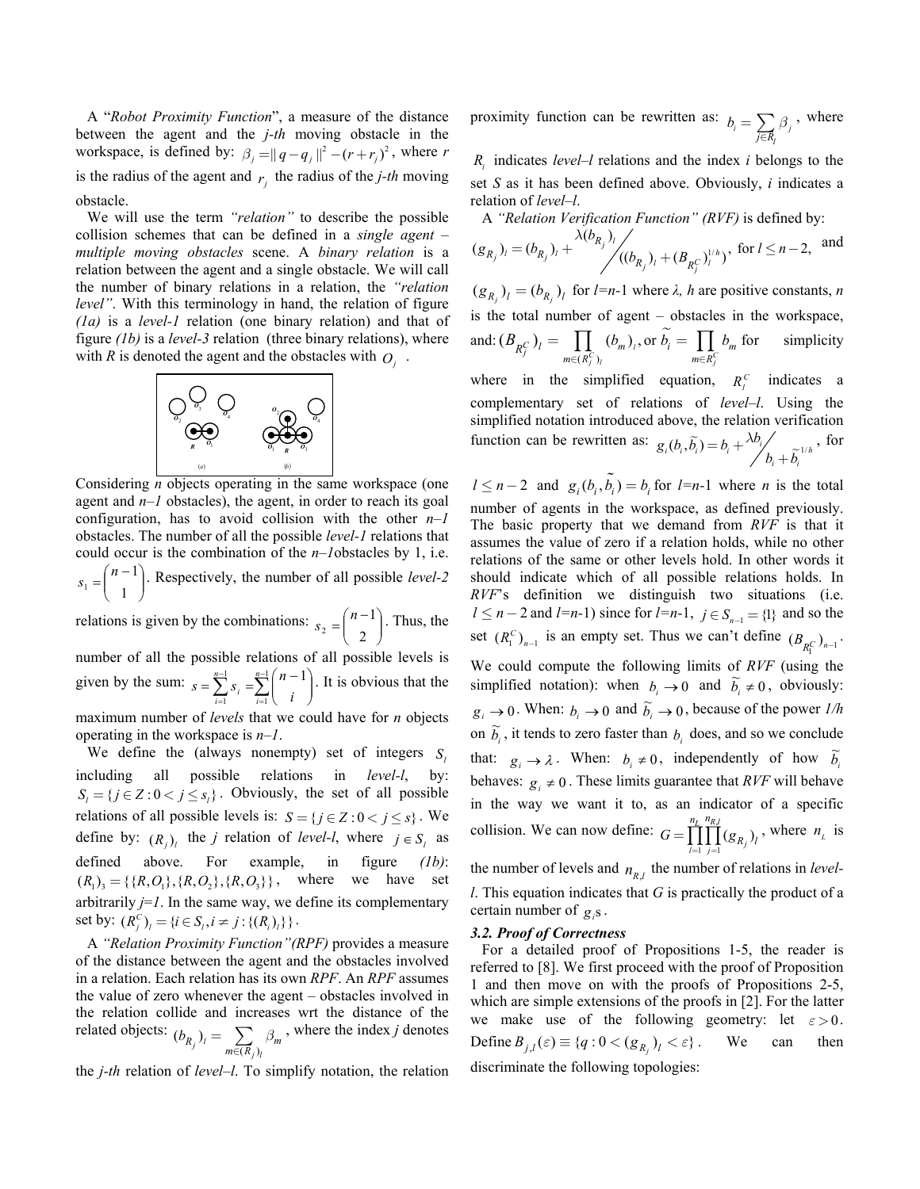A "*Robot Proximity Function*", a measure of the distance between the agent and the *j-th* moving obstacle in the workspace, is defined by: $\beta_j = \| q - q_j \|^2 - (r + r_j)^2$, where $r$ is the radius of the agent and $r_j$ the radius of the *j-th* moving obstacle.

We will use the term *"relation"* to describe the possible collision schemes that can be defined in a *single agent – multiple moving obstacles* scene. A *binary relation* is a relation between the agent and a single obstacle. We will call the number of binary relations in a relation, the *"relation level"*. With this terminology in hand, the relation of figure *(1a)* is a *level-1* relation (one binary relation) and that of figure *(1b)* is a *level-3* relation (three binary relations), where with $R$ is denoted the agent and the obstacles with $O_j$.

Considering $n$ objects operating in the same workspace (one agent and $n–1$ obstacles), the agent, in order to reach its goal configuration, has to avoid collision with the other $n–1$ obstacles. The number of all the possible *level-1* relations that could occur is the combination of the $n–1$obstacles by 1, i.e. $s_1 = \binom{n-1}{1}$. Respectively, the number of all possible *level-2* relations is given by the combinations: $s_2 = \binom{n-1}{2}$. Thus, the number of all the possible relations of all possible levels is given by the sum: $s = \sum_{i=1}^{n-1} s_i = \sum_{i=1}^{n-1} \binom{n-1}{i}$. It is obvious that the maximum number of *levels* that we could have for $n$ objects operating in the workspace is $n–1$.

We define the (always nonempty) set of integers $S_l$ including all possible relations in *level-l*, by: $S_l = \{ j \in Z : 0 < j \le s_l \}$. Obviously, the set of all possible relations of all possible levels is: $S = \{ j \in Z : 0 < j \le s \}$. We define by: $(R_j)_l$ the $j$ relation of *level-l*, where $j \in S_l$ as defined above. For example, in figure *(1b)*: $(R_1)_3 = \{\{R, O_1\}, \{R, O_2\}, \{R, O_3\}\}$, where we have set arbitrarily *j=1*. In the same way, we define its complementary set by: $(R_j^C)_l = \{ i \in S_l, i \ne j : \{(R_i)_l\} \}$.

A *"Relation Proximity Function"(RPF)* provides a measure of the distance between the agent and the obstacles involved in a relation. Each relation has its own *RPF*. An *RPF* assumes the value of zero whenever the agent – obstacles involved in the relation collide and increases wrt the distance of the related objects: $(b_{R_j})_l = \sum_{m \in (R_j)_l} \beta_m$, where the index $j$ denotes the *j-th* relation of *level–l*. To simplify notation, the relation proximity function can be rewritten as: $b_i = \sum_{j \in R_l} \beta_j$, where $R_l$ indicates *level–l* relations and the index $i$ belongs to the set $S$ as it has been defined above. Obviously, $i$ indicates a relation of *level–l*.

A *"Relation Verification Function" (RVF)* is defined by:

$$(g_{R_j})_l = (b_{R_j})_l + \frac{\lambda (b_{R_j})_l}{((b_{R_j})_l + (B_{R_j^C})_l^{1/h})}, \text{ for } l \le n-2, \text{ and}$$

$(g_{R_j})_l = (b_{R_j})_l$ for *l=n*-1 where *λ, h* are positive constants, $n$ is the total number of agent – obstacles in the workspace, and: $(B_{R_j^C})_l = \prod_{m \in (R_j^C)_l} (b_m)_l$, or $\tilde{b}_i = \prod_{m \in R_j^C} b_m$ for simplicity where in the simplified equation, $R_l^C$ indicates a complementary set of relations of *level–l*. Using the simplified notation introduced above, the relation verification function can be rewritten as: $g_i(b_i, \tilde{b}_i) = b_i + \frac{\lambda b_i}{b_i + \tilde{b}_i^{1/h}}$, for $l \le n-2$ and $g_i(b_i, \tilde{b}_i) = b_i$ for *l=n*-1 where $n$ is the total number of agents in the workspace, as defined previously. The basic property that we demand from *RVF* is that it assumes the value of zero if a relation holds, while no other relations of the same or other levels hold. In other words it should indicate which of all possible relations holds. In *RVF*'s definition we distinguish two situations (i.e. $l \le n-2$ and *l=n*-1) since for *l=n*-1, $j \in S_{n-1} = \{1\}$ and so the set $(R_1^C)_{n-1}$ is an empty set. Thus we can't define $(B_{R_1^C})_{n-1}$. We could compute the following limits of *RVF* (using the simplified notation): when $b_i \to 0$ and $\tilde{b}_i \ne 0$, obviously: $g_i \to 0$. When: $b_i \to 0$ and $\tilde{b}_i \to 0$, because of the power *1/h* on $\tilde{b}_i$, it tends to zero faster than $b_i$ does, and so we conclude that: $g_i \to \lambda$. When: $b_i \ne 0$, independently of how $\tilde{b}_i$ behaves: $g_i \ne 0$. These limits guarantee that *RVF* will behave in the way we want it to, as an indicator of a specific collision. We can now define: $G = \prod_{l=1}^{n_L} \prod_{j=1}^{n_{R,l}} (g_{R_j})_l$, where $n_L$ is the number of levels and $n_{R,l}$ the number of relations in *level-l*. This equation indicates that $G$ is practically the product of a certain number of $g_i$s.

### *3.2. Proof of Correctness*

For a detailed proof of Propositions 1-5, the reader is referred to [8]. We first proceed with the proof of Proposition 1 and then move on with the proofs of Propositions 2-5, which are simple extensions of the proofs in [2]. For the latter we make use of the following geometry: let $\varepsilon > 0$. Define $B_{j,l}(\varepsilon) \equiv \{ q : 0 < (g_{R_j})_l < \varepsilon \}$. We can then discriminate the following topologies: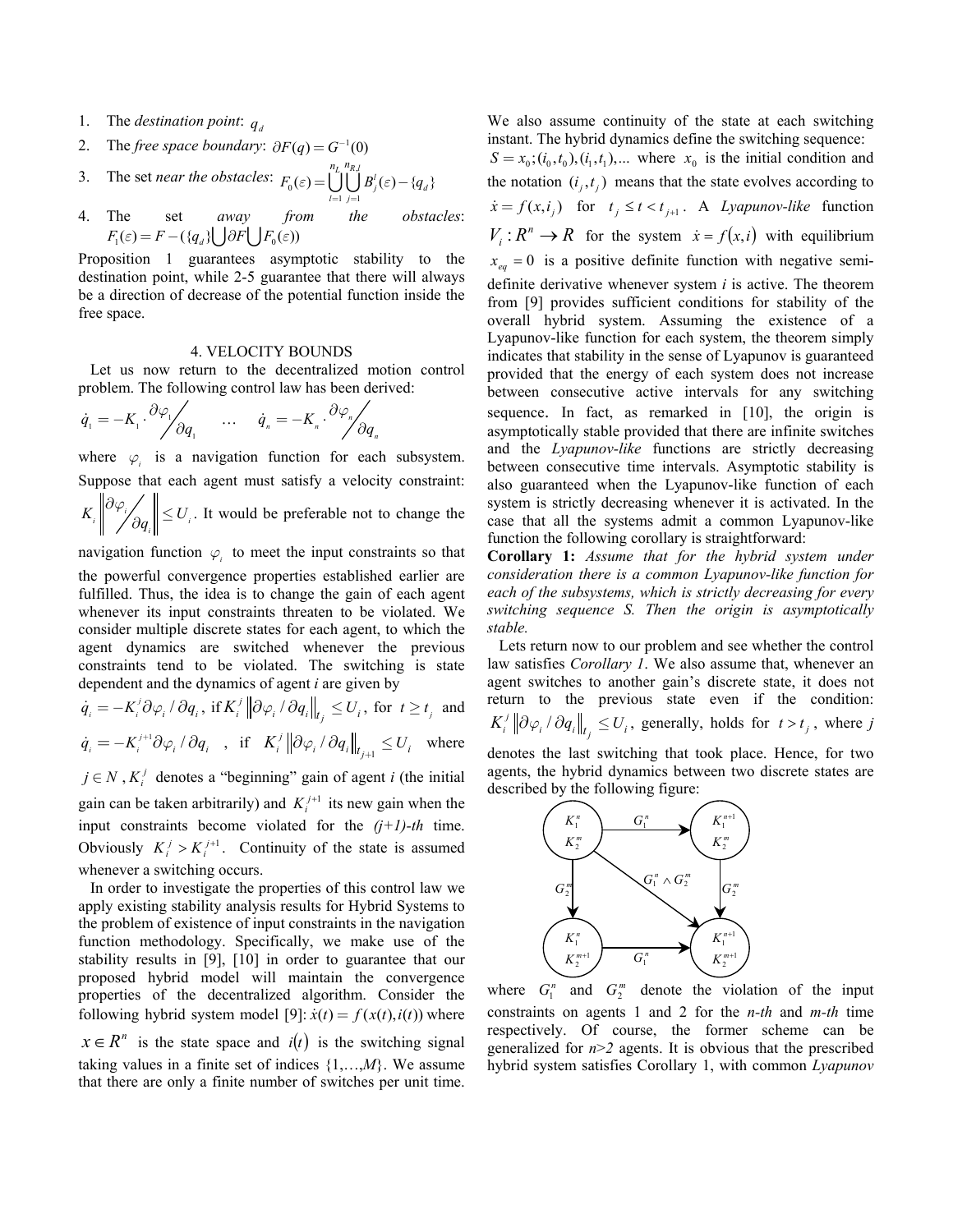1. The *destination point*: $q_d$
2. The *free space boundary*: $\partial F(q) = G^{-1}(0)$
3. The set *near the obstacles*: $F_0(\varepsilon) = \bigcup_{l=1}^{n_L} \bigcup_{j=1}^{n_{R,l}} B_j^l(\varepsilon) - \{q_d\}$
4. The set *away from the obstacles*: $F_1(\varepsilon) = F - (\{q_d\} \bigcup \partial F \bigcup F_0(\varepsilon))$

Proposition 1 guarantees asymptotic stability to the destination point, while 2-5 guarantee that there will always be a direction of decrease of the potential function inside the free space.

## 4. VELOCITY BOUNDS

Let us now return to the decentralized motion control problem. The following control law has been derived:

$$\dot{q}_1 = -K_1 \cdot \partial \varphi_1 / \partial q_1 \quad \ldots \quad \dot{q}_n = -K_n \cdot \partial \varphi_n / \partial q_n$$

where $\varphi_i$ is a navigation function for each subsystem. Suppose that each agent must satisfy a velocity constraint: $K_i \left\| \partial \varphi_i / \partial q_i \right\| \leq U_i$. It would be preferable not to change the navigation function $\varphi_i$ to meet the input constraints so that the powerful convergence properties established earlier are fulfilled. Thus, the idea is to change the gain of each agent whenever its input constraints threaten to be violated. We consider multiple discrete states for each agent, to which the agent dynamics are switched whenever the previous constraints tend to be violated. The switching is state dependent and the dynamics of agent *i* are given by

$\dot{q}_i = -K_i^j \partial \varphi_i / \partial q_i$, if $K_i^j \left\| \partial \varphi_i / \partial q_i \right\|_{t_j} \leq U_i$, for $t \geq t_j$ and $\dot{q}_i = -K_i^{j+1} \partial \varphi_i / \partial q_i$ , if $K_i^j \left\| \partial \varphi_i / \partial q_i \right\|_{t_{j+1}} \leq U_i$ where $j \in N$, $K_i^j$ denotes a "beginning" gain of agent *i* (the initial gain can be taken arbitrarily) and $K_i^{j+1}$ its new gain when the input constraints become violated for the *(j+1)-th* time. Obviously $K_i^j > K_i^{j+1}$. Continuity of the state is assumed whenever a switching occurs.

In order to investigate the properties of this control law we apply existing stability analysis results for Hybrid Systems to the problem of existence of input constraints in the navigation function methodology. Specifically, we make use of the stability results in [9], [10] in order to guarantee that our proposed hybrid model will maintain the convergence properties of the decentralized algorithm. Consider the following hybrid system model [9]: $\dot{x}(t) = f(x(t), i(t))$ where $x \in R^n$ is the state space and $i(t)$ is the switching signal taking values in a finite set of indices $\{1,\ldots,M\}$. We assume that there are only a finite number of switches per unit time. We also assume continuity of the state at each switching instant. The hybrid dynamics define the switching sequence: $S = x_0; (i_0, t_0), (i_1, t_1), \ldots$ where $x_0$ is the initial condition and the notation $(i_j, t_j)$ means that the state evolves according to $\dot{x} = f(x, i_j)$ for $t_j \leq t < t_{j+1}$. A *Lyapunov-like* function $V_i : R^n \to R$ for the system $\dot{x} = f(x, i)$ with equilibrium $x_{eq} = 0$ is a positive definite function with negative semi-definite derivative whenever system *i* is active. The theorem from [9] provides sufficient conditions for stability of the overall hybrid system. Assuming the existence of a Lyapunov-like function for each system, the theorem simply indicates that stability in the sense of Lyapunov is guaranteed provided that the energy of each system does not increase between consecutive active intervals for any switching sequence. In fact, as remarked in [10], the origin is asymptotically stable provided that there are infinite switches and the *Lyapunov-like* functions are strictly decreasing between consecutive time intervals. Asymptotic stability is also guaranteed when the Lyapunov-like function of each system is strictly decreasing whenever it is activated. In the case that all the systems admit a common Lyapunov-like function the following corollary is straightforward:

**Corollary 1:** *Assume that for the hybrid system under consideration there is a common Lyapunov-like function for each of the subsystems, which is strictly decreasing for every switching sequence S. Then the origin is asymptotically stable.*

Lets return now to our problem and see whether the control law satisfies *Corollary 1*. We also assume that, whenever an agent switches to another gain's discrete state, it does not return to the previous state even if the condition: $K_i^j \left\| \partial \varphi_i / \partial q_i \right\|_{t_j} \leq U_i$, generally, holds for $t > t_j$, where *j* denotes the last switching that took place. Hence, for two agents, the hybrid dynamics between two discrete states are described by the following figure:

where $G_1^n$ and $G_2^m$ denote the violation of the input constraints on agents 1 and 2 for the *n-th* and *m-th* time respectively. Of course, the former scheme can be generalized for *n>2* agents. It is obvious that the prescribed hybrid system satisfies Corollary 1, with common *Lyapunov*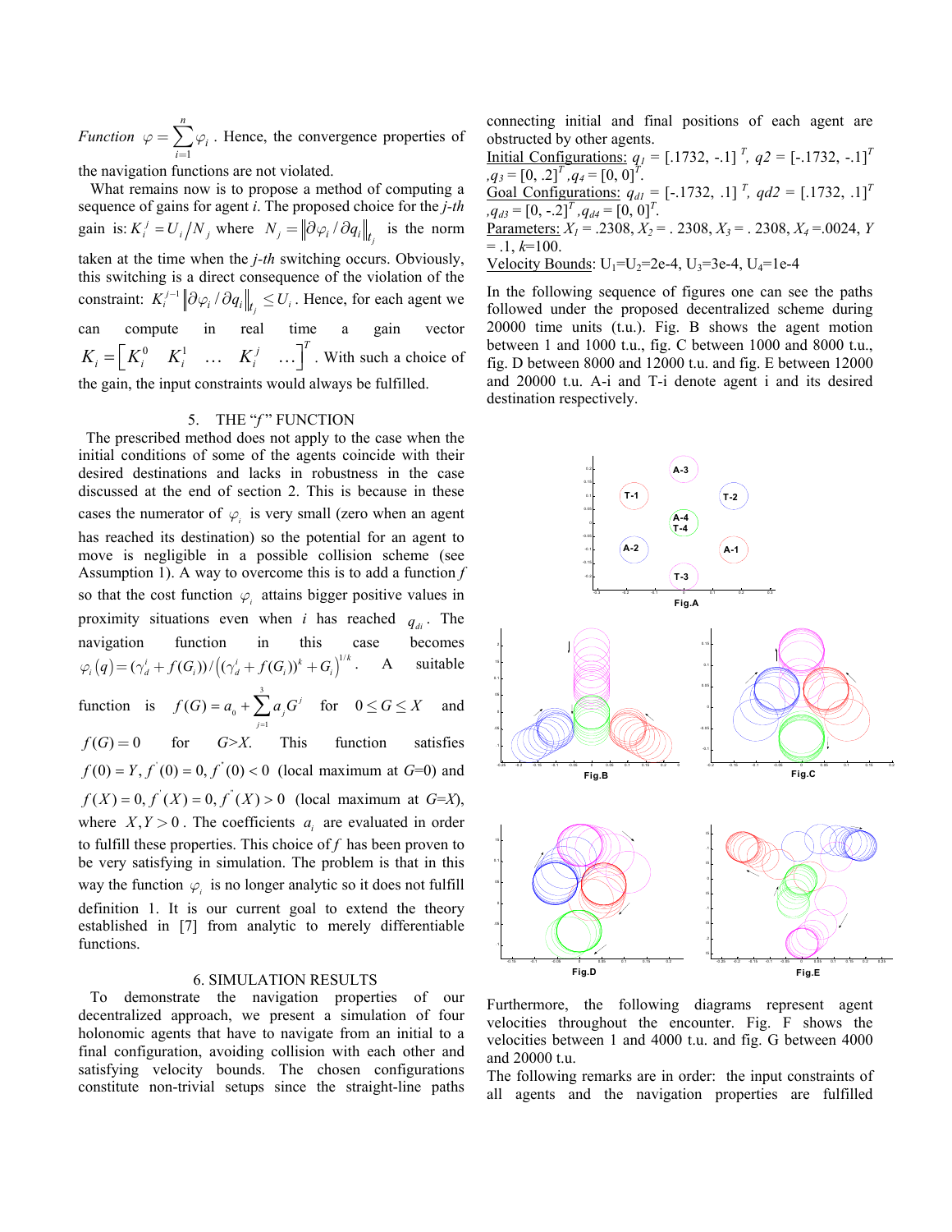*Function* $\varphi = \sum_{i=1}^{n} \varphi_i$. Hence, the convergence properties of the navigation functions are not violated.

What remains now is to propose a method of computing a sequence of gains for agent *i*. The proposed choice for the *j-th* gain is: $K_i^j = U_i / N_j$ where $N_j = \left\| \partial \varphi_i / \partial q_i \right\|_{t_j}$ is the norm taken at the time when the *j-th* switching occurs. Obviously, this switching is a direct consequence of the violation of the constraint: $K_i^{j-1} \left\| \partial \varphi_i / \partial q_i \right\|_{t_j} \le U_i$. Hence, for each agent we can compute in real time a gain vector $K_i = \begin{bmatrix} K_i^0 & K_i^1 & \dots & K_i^j & \dots \end{bmatrix}^T$. With such a choice of the gain, the input constraints would always be fulfilled.

## 5. THE "*f*" FUNCTION

The prescribed method does not apply to the case when the initial conditions of some of the agents coincide with their desired destinations and lacks in robustness in the case discussed at the end of section 2. This is because in these cases the numerator of $\varphi_i$ is very small (zero when an agent has reached its destination) so the potential for an agent to move is negligible in a possible collision scheme (see Assumption 1). A way to overcome this is to add a function *f* so that the cost function $\varphi_i$ attains bigger positive values in proximity situations even when *i* has reached $q_{di}$. The navigation function in this case becomes $\varphi_i(q) = (\gamma_d^i + f(G_i)) / \left( (\gamma_d^i + f(G_i))^k + G_i \right)^{1/k}$. A suitable function is $f(G) = a_0 + \sum_{j=1}^{3} a_j G^j$ for $0 \le G \le X$ and $f(G) = 0$ for $G > X$. This function satisfies $f(0) = Y, f^{'}(0) = 0, f^{''}(0) < 0$ (local maximum at $G$=0) and $f(X) = 0, f^{'}(X) = 0, f^{''}(X) > 0$ (local maximum at $G$=$X$), where $X, Y > 0$. The coefficients $a_i$ are evaluated in order to fulfill these properties. This choice of *f* has been proven to be very satisfying in simulation. The problem is that in this way the function $\varphi_i$ is no longer analytic so it does not fulfill definition 1. It is our current goal to extend the theory established in [7] from analytic to merely differentiable functions.

## 6. SIMULATION RESULTS

To demonstrate the navigation properties of our decentralized approach, we present a simulation of four holonomic agents that have to navigate from an initial to a final configuration, avoiding collision with each other and satisfying velocity bounds. The chosen configurations constitute non-trivial setups since the straight-line paths connecting initial and final positions of each agent are obstructed by other agents.

Initial Configurations: $q_1$ = [.1732, -.1] $^T$, $q2$ = [-.1732, -.1]$^T$, $q_3$ = [0, .2]$^T$, $q_4$ = [0, 0]$^T$.

Goal Configurations: $q_{d1}$ = [-.1732, .1] $^T$, $qd2$ = [.1732, .1]$^T$, $q_{d3}$ = [0, -.2]$^T$, $q_{d4}$ = [0, 0]$^T$.

Parameters: $X_1$ = .2308, $X_2$ = . 2308, $X_3$ = . 2308, $X_4$ =.0024, $Y$ = .1, $k$=100.

Velocity Bounds: $U_1$=$U_2$=2e-4, $U_3$=3e-4, $U_4$=1e-4

In the following sequence of figures one can see the paths followed under the proposed decentralized scheme during 20000 time units (t.u.). Fig. B shows the agent motion between 1 and 1000 t.u., fig. C between 1000 and 8000 t.u., fig. D between 8000 and 12000 t.u. and fig. E between 12000 and 20000 t.u. A-i and T-i denote agent i and its desired destination respectively.

Fig.A

Fig.B

Fig.C

Fig.D

Fig.E

Furthermore, the following diagrams represent agent velocities throughout the encounter. Fig. F shows the velocities between 1 and 4000 t.u. and fig. G between 4000 and 20000 t.u.

The following remarks are in order: the input constraints of all agents and the navigation properties are fulfilled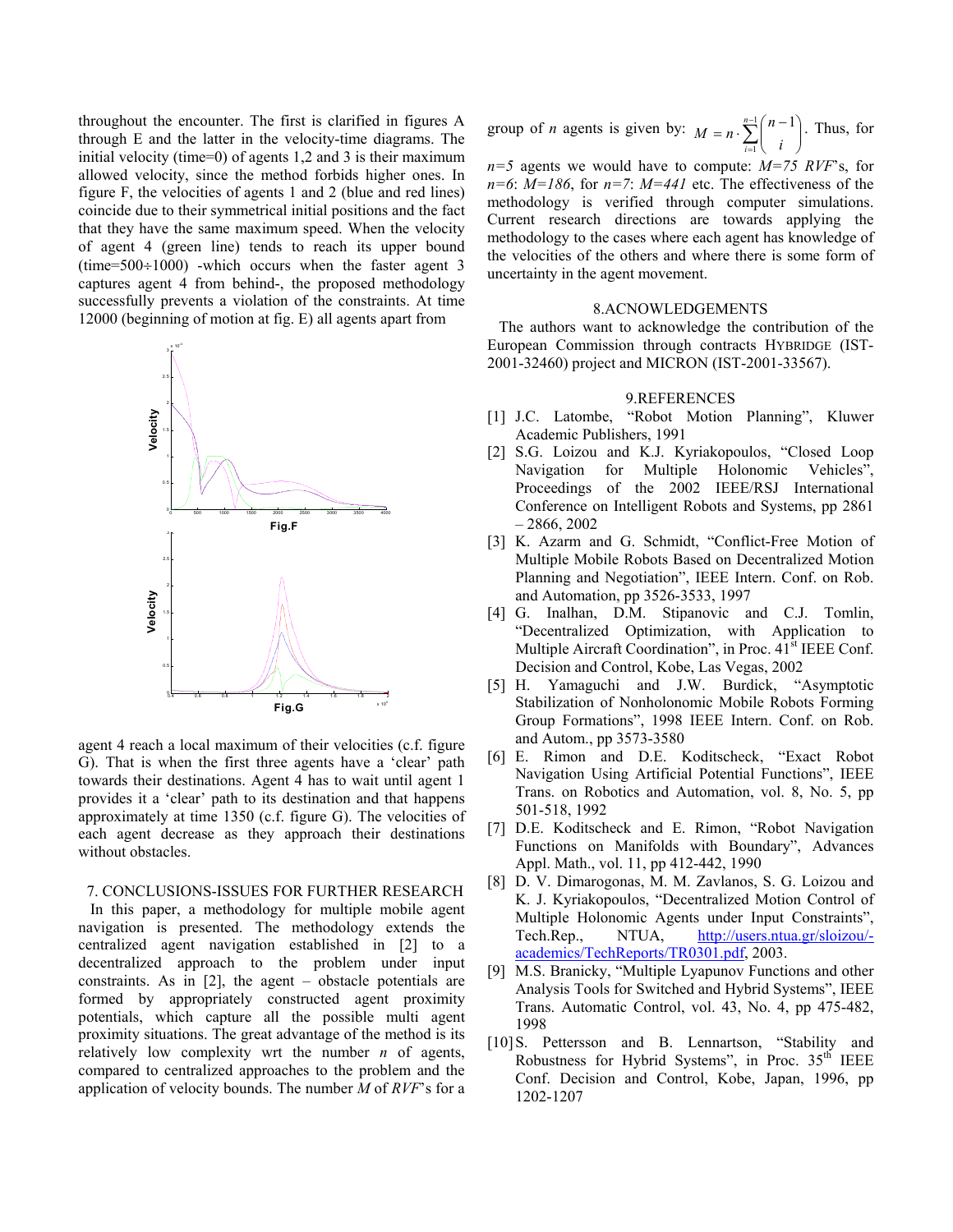throughout the encounter. The first is clarified in figures A through E and the latter in the velocity-time diagrams. The initial velocity (time=0) of agents 1,2 and 3 is their maximum allowed velocity, since the method forbids higher ones. In figure F, the velocities of agents 1 and 2 (blue and red lines) coincide due to their symmetrical initial positions and the fact that they have the same maximum speed. When the velocity of agent 4 (green line) tends to reach its upper bound (time=500÷1000) -which occurs when the faster agent 3 captures agent 4 from behind-, the proposed methodology successfully prevents a violation of the constraints. At time 12000 (beginning of motion at fig. E) all agents apart from

Velocity

Fig.F

Velocity

Fig.G

agent 4 reach a local maximum of their velocities (c.f. figure G). That is when the first three agents have a 'clear' path towards their destinations. Agent 4 has to wait until agent 1 provides it a 'clear' path to its destination and that happens approximately at time 1350 (c.f. figure G). The velocities of each agent decrease as they approach their destinations without obstacles.

## 7. CONCLUSIONS-ISSUES FOR FURTHER RESEARCH

In this paper, a methodology for multiple mobile agent navigation is presented. The methodology extends the centralized agent navigation established in [2] to a decentralized approach to the problem under input constraints. As in [2], the agent – obstacle potentials are formed by appropriately constructed agent proximity potentials, which capture all the possible multi agent proximity situations. The great advantage of the method is its relatively low complexity wrt the number $n$ of agents, compared to centralized approaches to the problem and the application of velocity bounds. The number $M$ of *RVF*'s for a group of $n$ agents is given by: $M = n \cdot \sum_{i=1}^{n-1} \binom{n-1}{i}$. Thus, for $n=5$ agents we would have to compute: $M=75$ *RVF*'s, for $n=6$: $M=186$, for $n=7$: $M=441$ etc. The effectiveness of the methodology is verified through computer simulations. Current research directions are towards applying the methodology to the cases where each agent has knowledge of the velocities of the others and where there is some form of uncertainty in the agent movement.

## 8.ACNOWLEDGEMENTS

The authors want to acknowledge the contribution of the European Commission through contracts HYBRIDGE (IST-2001-32460) project and MICRON (IST-2001-33567).

## 9.REFERENCES

[1] J.C. Latombe, "Robot Motion Planning", Kluwer Academic Publishers, 1991

[2] S.G. Loizou and K.J. Kyriakopoulos, "Closed Loop Navigation for Multiple Holonomic Vehicles", Proceedings of the 2002 IEEE/RSJ International Conference on Intelligent Robots and Systems, pp 2861 – 2866, 2002

[3] K. Azarm and G. Schmidt, "Conflict-Free Motion of Multiple Mobile Robots Based on Decentralized Motion Planning and Negotiation", IEEE Intern. Conf. on Rob. and Automation, pp 3526-3533, 1997

[4] G. Inalhan, D.M. Stipanovic and C.J. Tomlin, "Decentralized Optimization, with Application to Multiple Aircraft Coordination", in Proc. 41st IEEE Conf. Decision and Control, Kobe, Las Vegas, 2002

[5] H. Yamaguchi and J.W. Burdick, "Asymptotic Stabilization of Nonholonomic Mobile Robots Forming Group Formations", 1998 IEEE Intern. Conf. on Rob. and Autom., pp 3573-3580

[6] E. Rimon and D.E. Koditscheck, "Exact Robot Navigation Using Artificial Potential Functions", IEEE Trans. on Robotics and Automation, vol. 8, No. 5, pp 501-518, 1992

[7] D.E. Koditscheck and E. Rimon, "Robot Navigation Functions on Manifolds with Boundary", Advances Appl. Math., vol. 11, pp 412-442, 1990

[8] D. V. Dimarogonas, M. M. Zavlanos, S. G. Loizou and K. J. Kyriakopoulos, "Decentralized Motion Control of Multiple Holonomic Agents under Input Constraints", Tech.Rep., NTUA, http://users.ntua.gr/sloizou/-academics/TechReports/TR0301.pdf, 2003.

[9] M.S. Branicky, "Multiple Lyapunov Functions and other Analysis Tools for Switched and Hybrid Systems", IEEE Trans. Automatic Control, vol. 43, No. 4, pp 475-482, 1998

[10] S. Pettersson and B. Lennartson, "Stability and Robustness for Hybrid Systems", in Proc. 35th IEEE Conf. Decision and Control, Kobe, Japan, 1996, pp 1202-1207